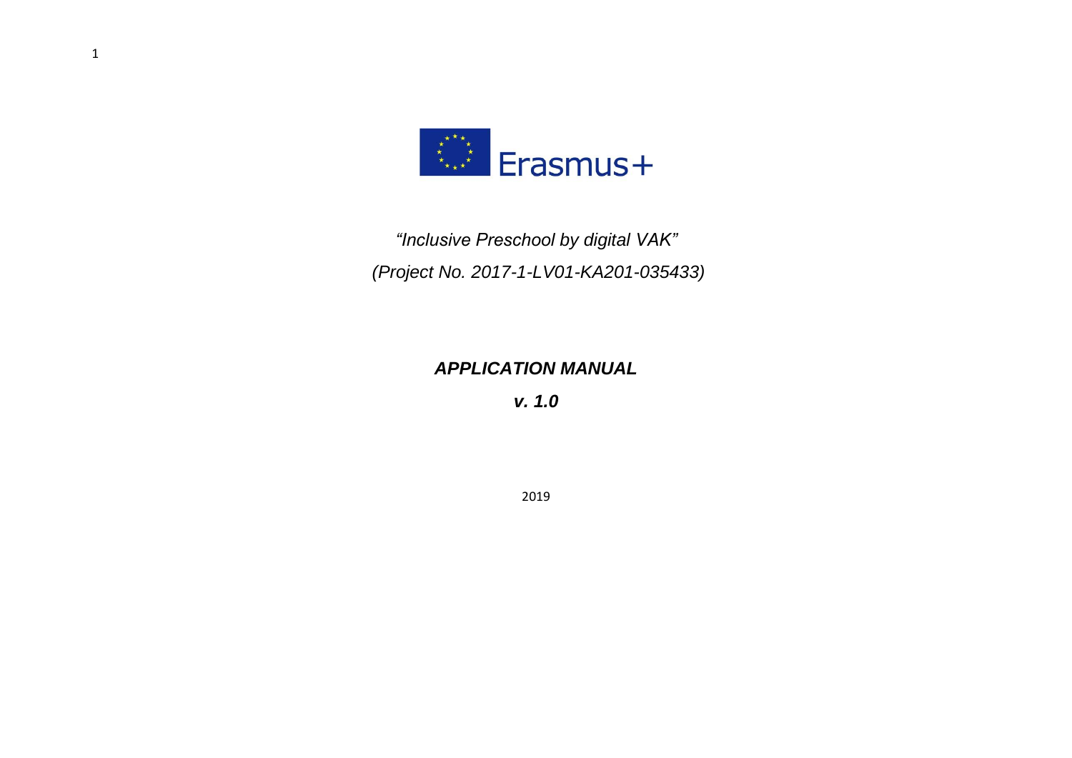Erasmus+

*"Inclusive Preschool by digital VAK"*

*(Project No. 2017-1-LV01-KA201-035433)*

# ***APPLICATION MANUAL***

***v. 1.0***

2019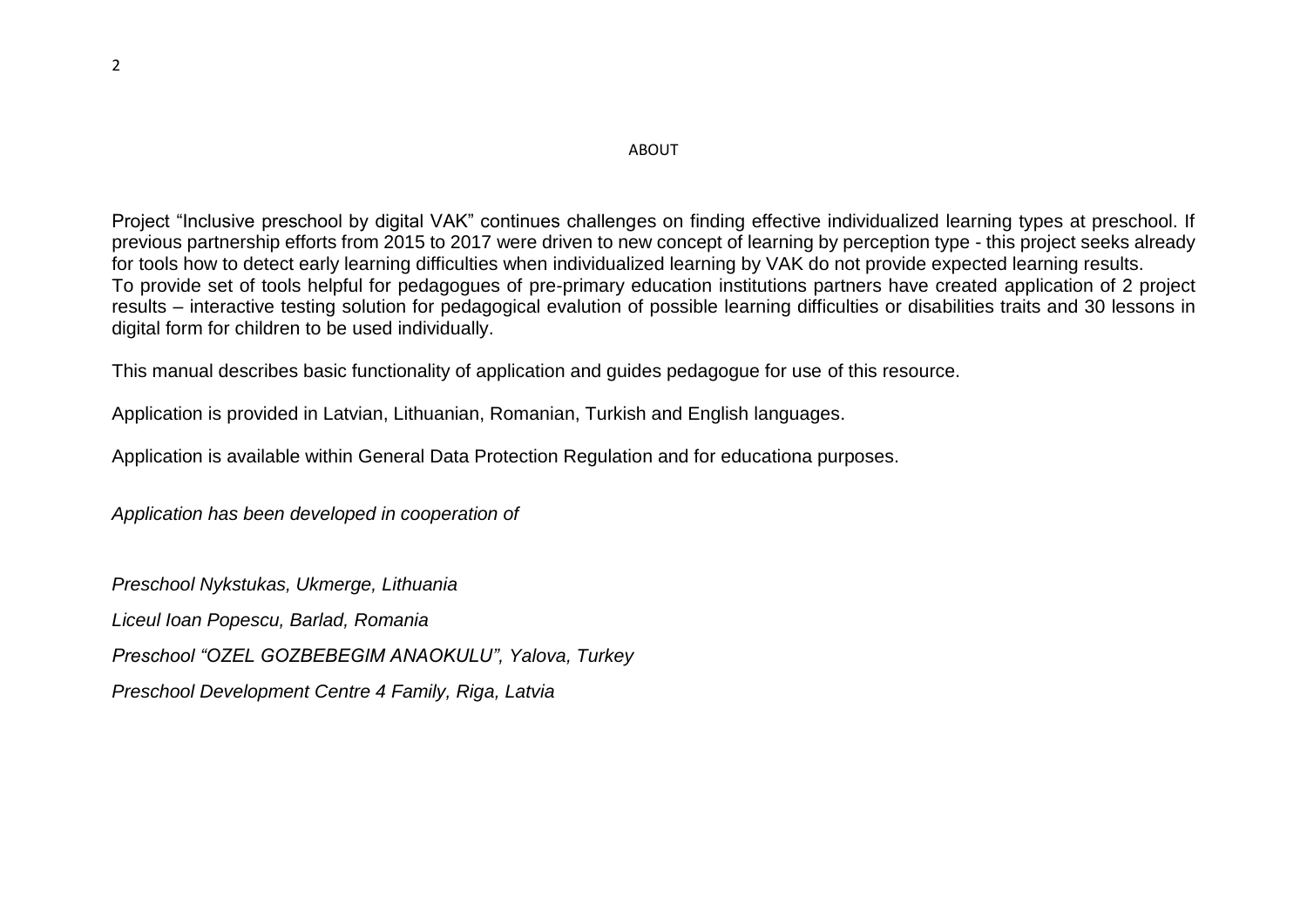# ABOUT

Project "Inclusive preschool by digital VAK" continues challenges on finding effective individualized learning types at preschool. If previous partnership efforts from 2015 to 2017 were driven to new concept of learning by perception type - this project seeks already for tools how to detect early learning difficulties when individualized learning by VAK do not provide expected learning results.
To provide set of tools helpful for pedagogues of pre-primary education institutions partners have created application of 2 project results – interactive testing solution for pedagogical evalution of possible learning difficulties or disabilities traits and 30 lessons in digital form for children to be used individually.

This manual describes basic functionality of application and guides pedagogue for use of this resource.

Application is provided in Latvian, Lithuanian, Romanian, Turkish and English languages.

Application is available within General Data Protection Regulation and for educationa purposes.

*Application has been developed in cooperation of*

*Preschool Nykstukas, Ukmerge, Lithuania*

*Liceul Ioan Popescu, Barlad, Romania*

*Preschool "OZEL GOZBEBEGIM ANAOKULU", Yalova, Turkey*

*Preschool Development Centre 4 Family, Riga, Latvia*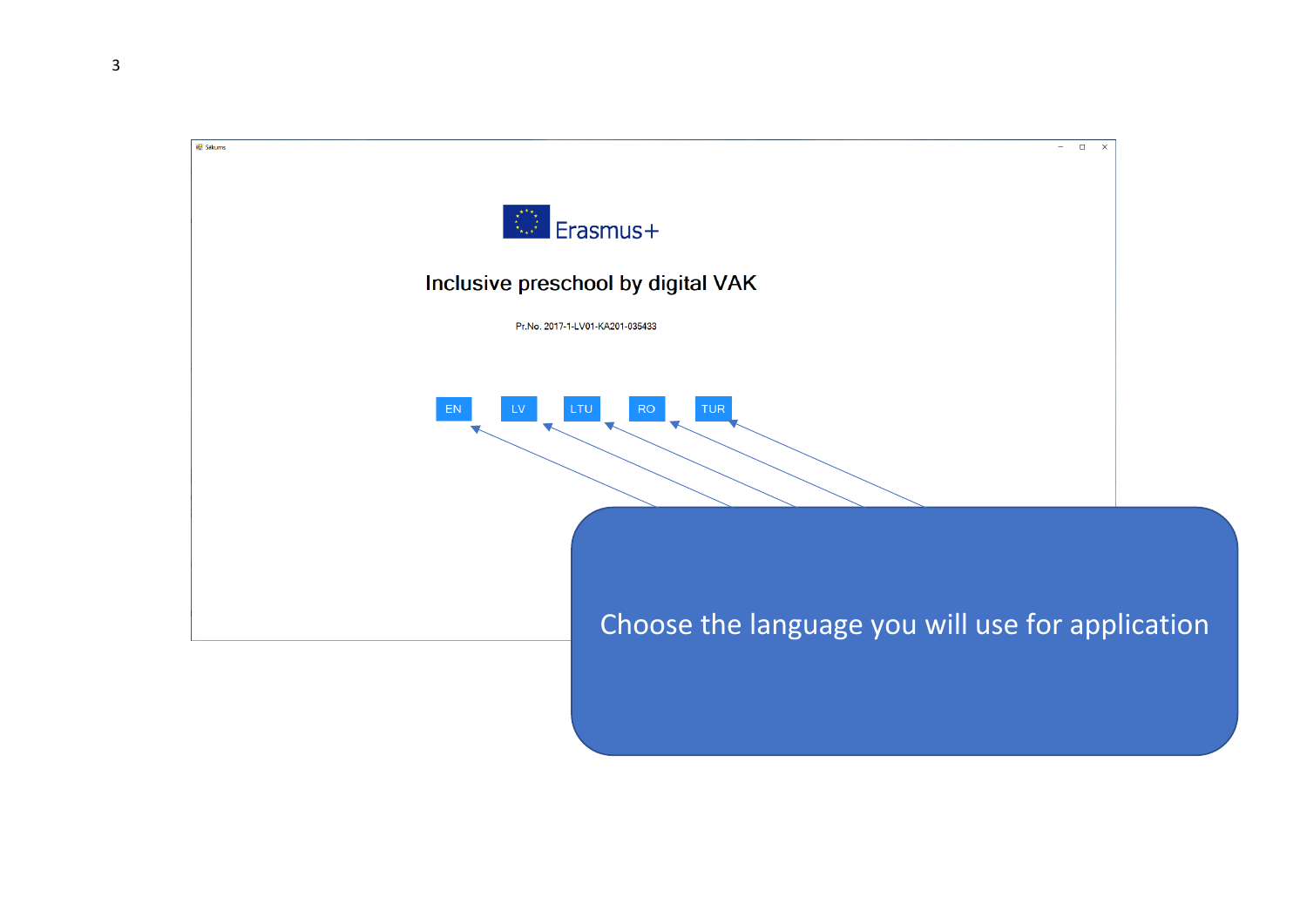Erasmus+

Inclusive preschool by digital VAK

Pr.No. 2017-1-LV01-KA201-035433

EN LV LTU RO TUR

Choose the language you will use for application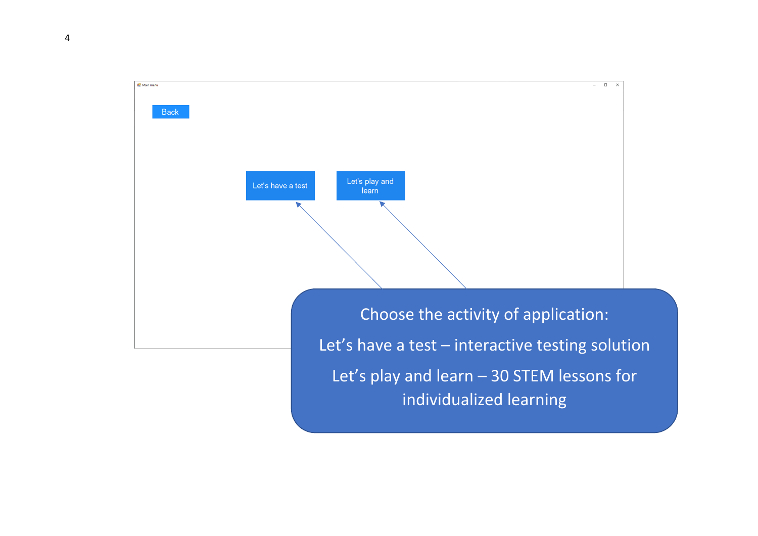Main menu

Back

Let's have a test

Let's play and learn

Choose the activity of application:

Let's have a test – interactive testing solution

Let's play and learn – 30 STEM lessons for individualized learning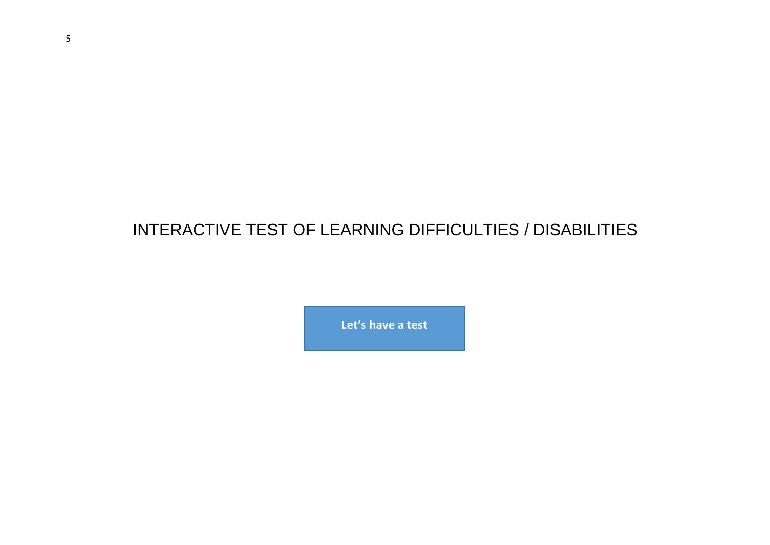# INTERACTIVE TEST OF LEARNING DIFFICULTIES / DISABILITIES

**Let's have a test**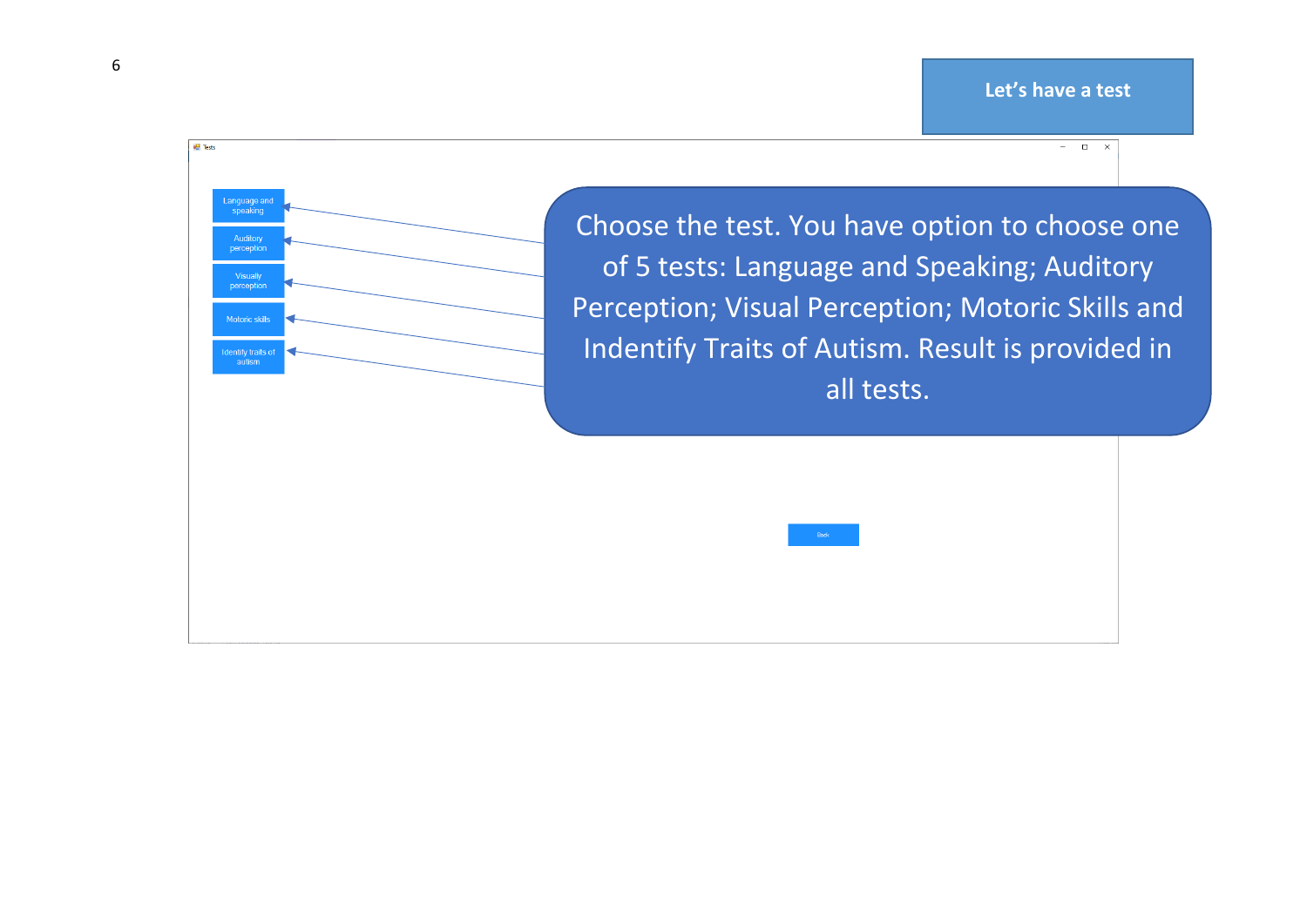**Let's have a test**

Tests

- Language and speaking
- Auditory perception
- Visually perception
- Motoric skills
- Identity traits of autism

Back

Choose the test. You have option to choose one of 5 tests: Language and Speaking; Auditory Perception; Visual Perception; Motoric Skills and Indentify Traits of Autism. Result is provided in all tests.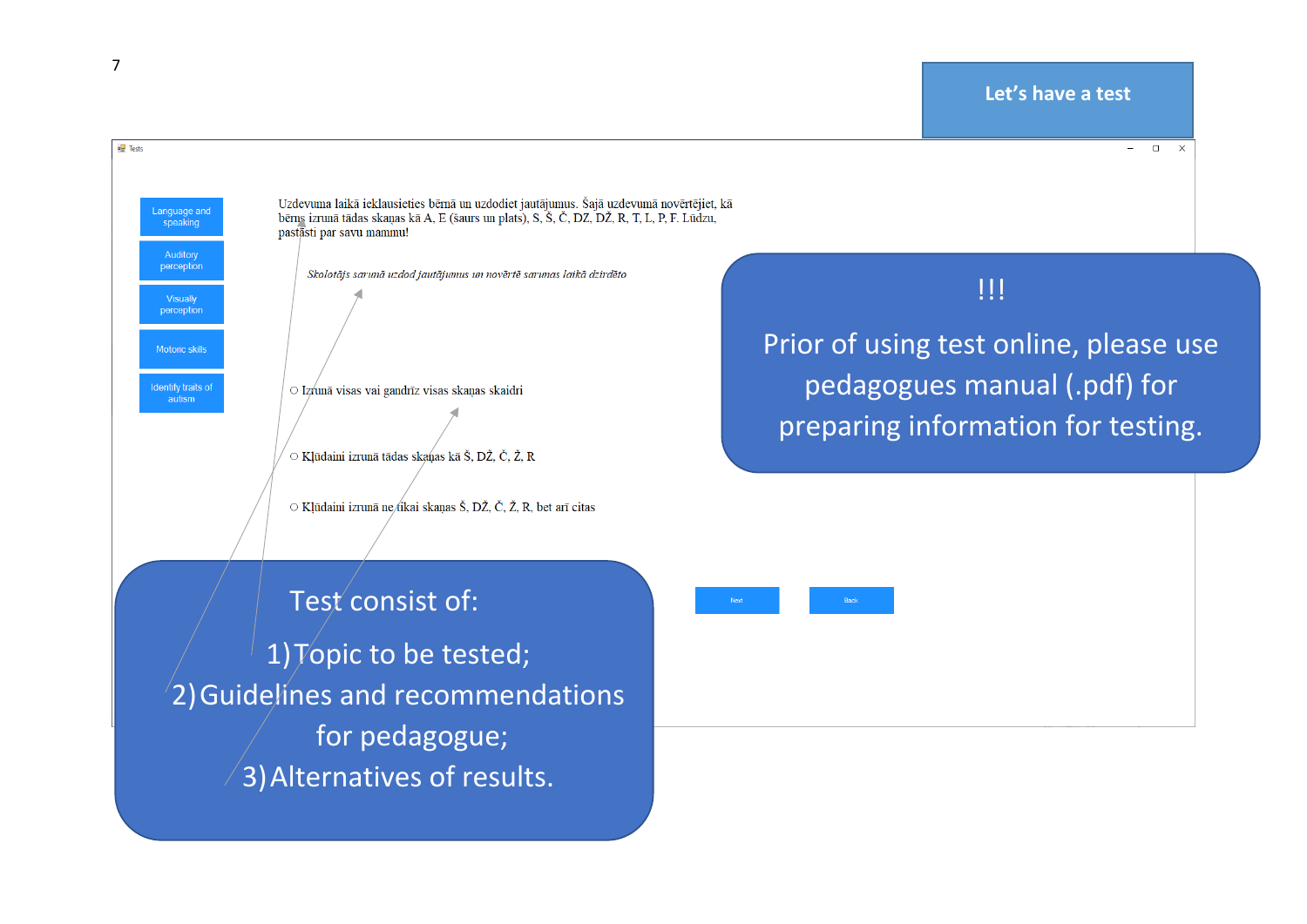## Let's have a test

Tests

Language and speaking

Auditory perception

Visually perception

Motoric skills

Identify traits of autism

Uzdevuma laikā ieklausieties bērnā un uzdodiet jautājumus. Šajā uzdevumā novērtējiet, kā bērns izrunā tādas skaņas kā A, E (šaurs un plats), S, Š, Č, DZ, DŽ, R, T, L, P, F. Lūdzu, pastāsti par savu mammu!

*Skolotājs sarunā uzdod jautājumus un novērtē sarunas laikā dzirdēto*

- Izrunā visas vai gandrīz visas skaņas skaidri
- Kļūdaini izrunā tādas skaņas kā Š, DŽ, Č, Ž, R
- Kļūdaini izrunā ne tikai skaņas Š, DŽ, Č, Ž, R, bet arī citas

Next | Back

!!!

Prior of using test online, please use pedagogues manual (.pdf) for preparing information for testing.

Test consist of:

1) Topic to be tested;
2) Guidelines and recommendations for pedagogue;
3) Alternatives of results.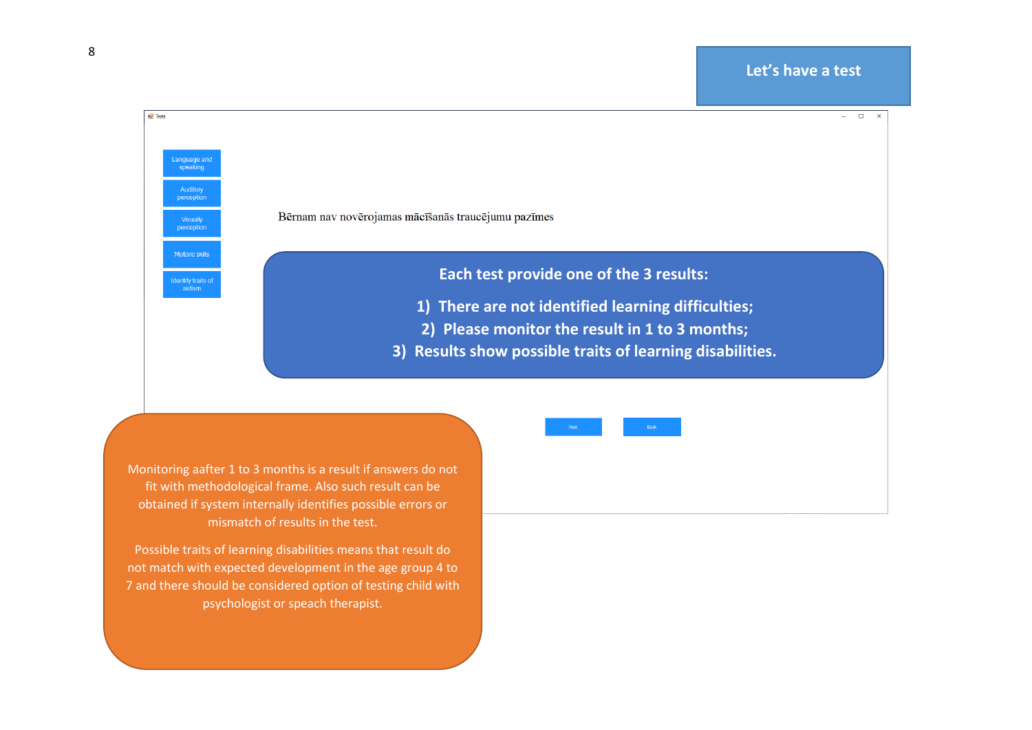# Let's have a test

Tests

- Language and speaking
- Auditory perception
- Visually perception
- Motoric skills
- Identify traits of autism

Bērnam nav novērojamas mācīšanās traucējumu pazīmes

Next | Back

**Each test provide one of the 3 results:**

1) **There are not identified learning difficulties;**
2) **Please monitor the result in 1 to 3 months;**
3) **Results show possible traits of learning disabilities.**

Monitoring aafter 1 to 3 months is a result if answers do not fit with methodological frame. Also such result can be obtained if system internally identifies possible errors or mismatch of results in the test.

Possible traits of learning disabilities means that result do not match with expected development in the age group 4 to 7 and there should be considered option of testing child with psychologist or speach therapist.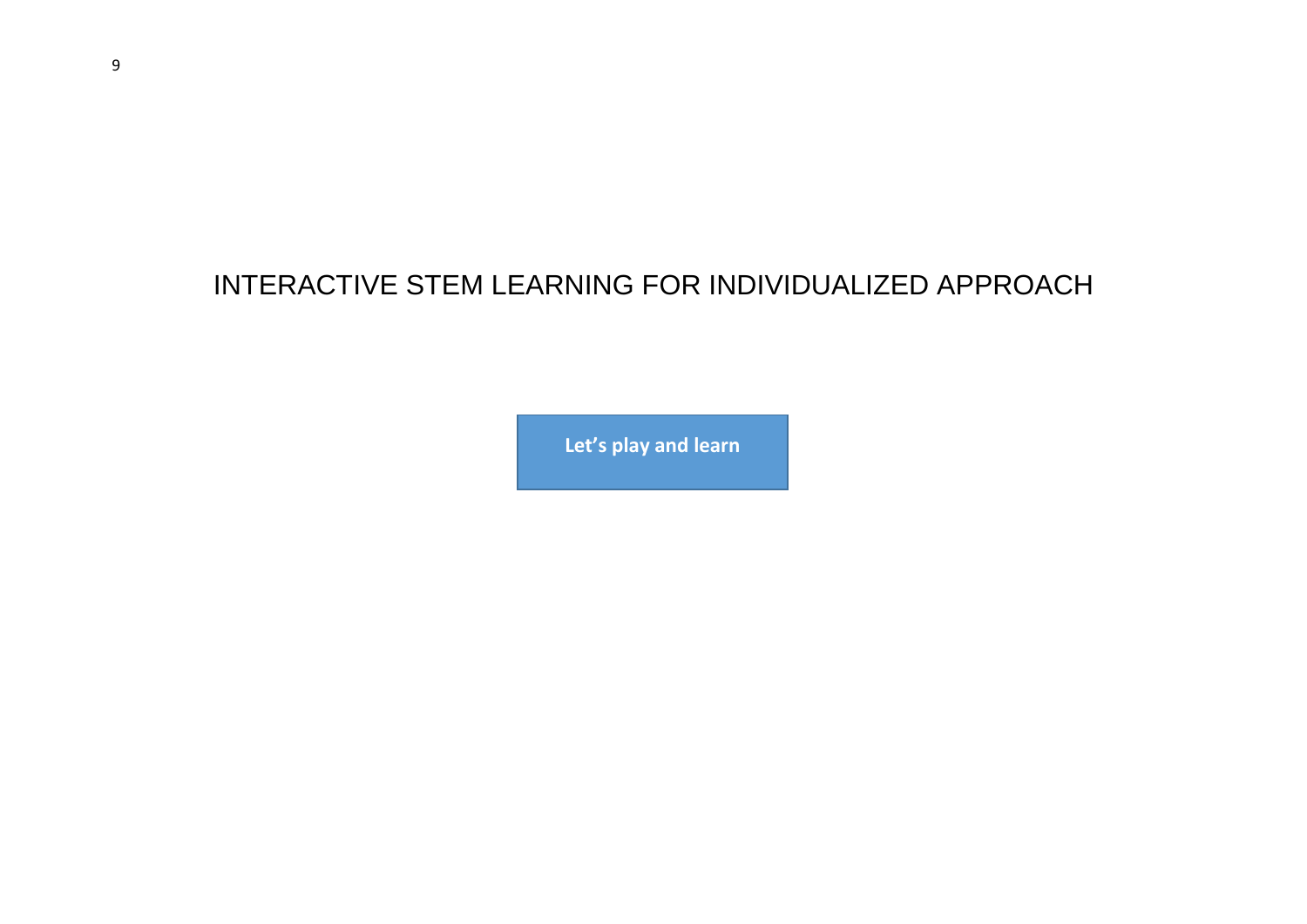# INTERACTIVE STEM LEARNING FOR INDIVIDUALIZED APPROACH

**Let's play and learn**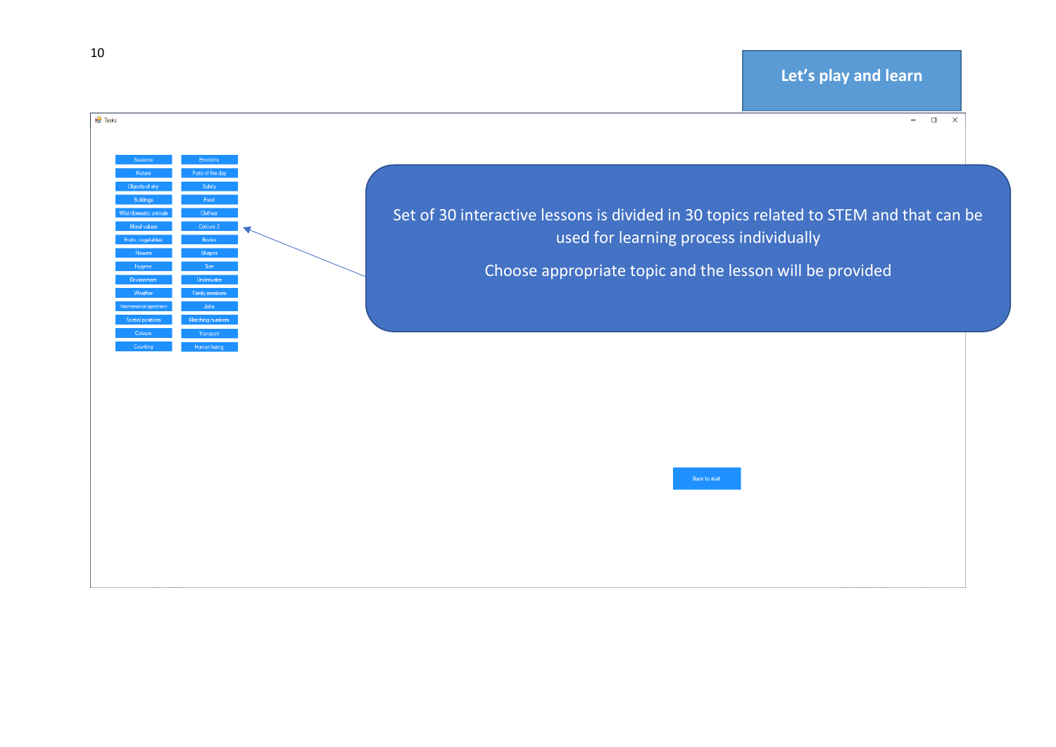## Let's play and learn

Tasks

| | |
|---|---|
| Seasons | Emotions |
| Nature | Parts of the day |
| Objects of sky | Safety |
| Buildings | Food |
| Wild/domestic animals | Clothes |
| Moral values | Colours 2 |
| Fruits, vegetables | Books |
| Flowers | Shapes |
| Hygene | Size |
| Environment | Underwater |
| Weather | Family members |
| Mathematical operations | Jobs |
| Spatial positions | Matching numbers |
| Colours | Transport |
| Counting | Human being |

Set of 30 interactive lessons is divided in 30 topics related to STEM and that can be used for learning process individually

Choose appropriate topic and the lesson will be provided

Back to start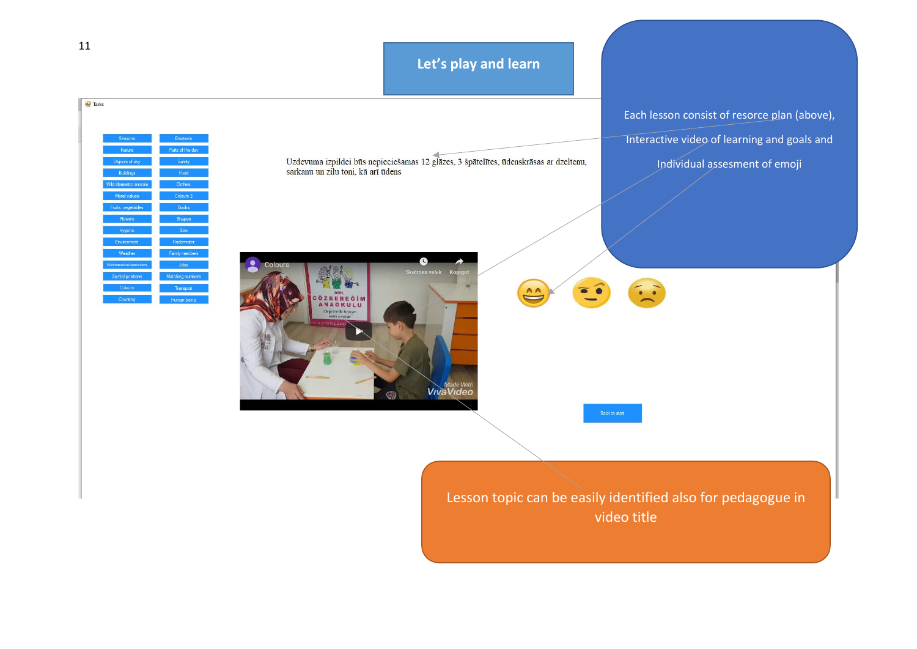# Let's play and learn

Tasks

| | |
|---|---|
| Seasons | Emotions |
| Nature | Parts of the day |
| Objects of sky | Safety |
| Buildings | Food |
| Wild/domestic animals | Clothes |
| Moral values | Colours 2 |
| Fruits, vegetables | Books |
| Flowers | Shapes |
| Hygiene | Size |
| Environment | Underwater |
| Weather | Family members |
| Mathematical operations | Jobs |
| Spatial positions | Matching numbers |
| Colours | Transport |
| Counting | Human being |

Uzdevuma izpildei būs nepieciešamas 12 glāzes, 3 špātelītes, ūdenskrāsas ar dzelteno, sarkanu un zilu toni, kā arī ūdens

Colours

Skatīties vēlāk  Kopīgot

Made With VivaVideo

Back to start

Each lesson consist of resorce plan (above),

Interactive video of learning and goals and

Individual assesment of emoji

Lesson topic can be easily identified also for pedagogue in video title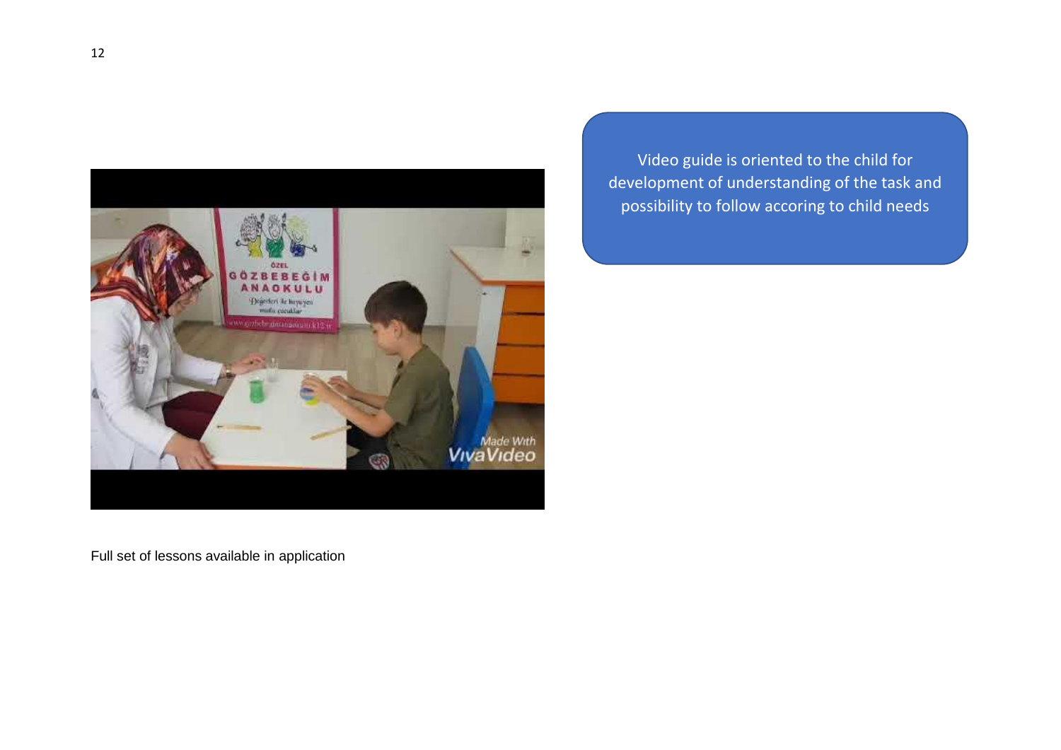Video guide is oriented to the child for development of understanding of the task and possibility to follow accoring to child needs

Full set of lessons available in application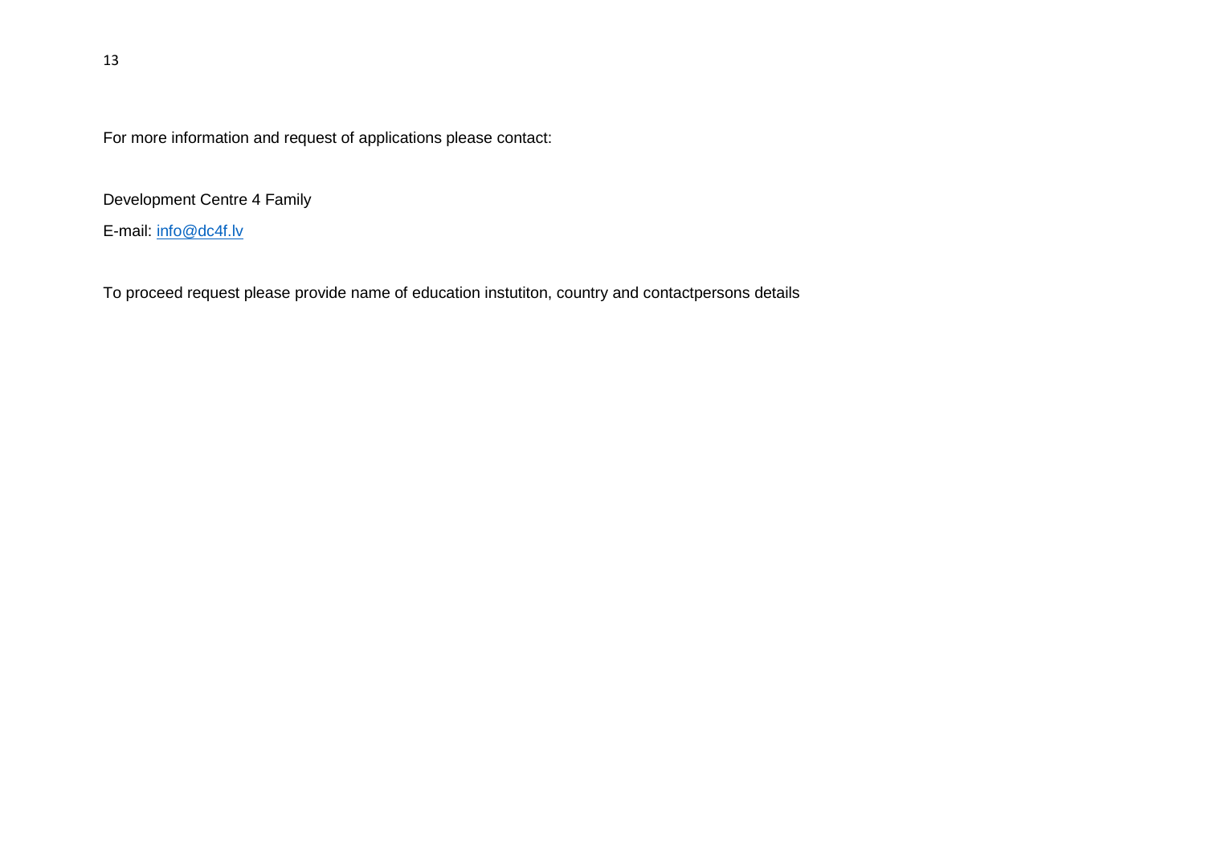For more information and request of applications please contact:

Development Centre 4 Family

E-mail: [info@dc4f.lv](mailto:info@dc4f.lv)

To proceed request please provide name of education instutiton, country and contactpersons details